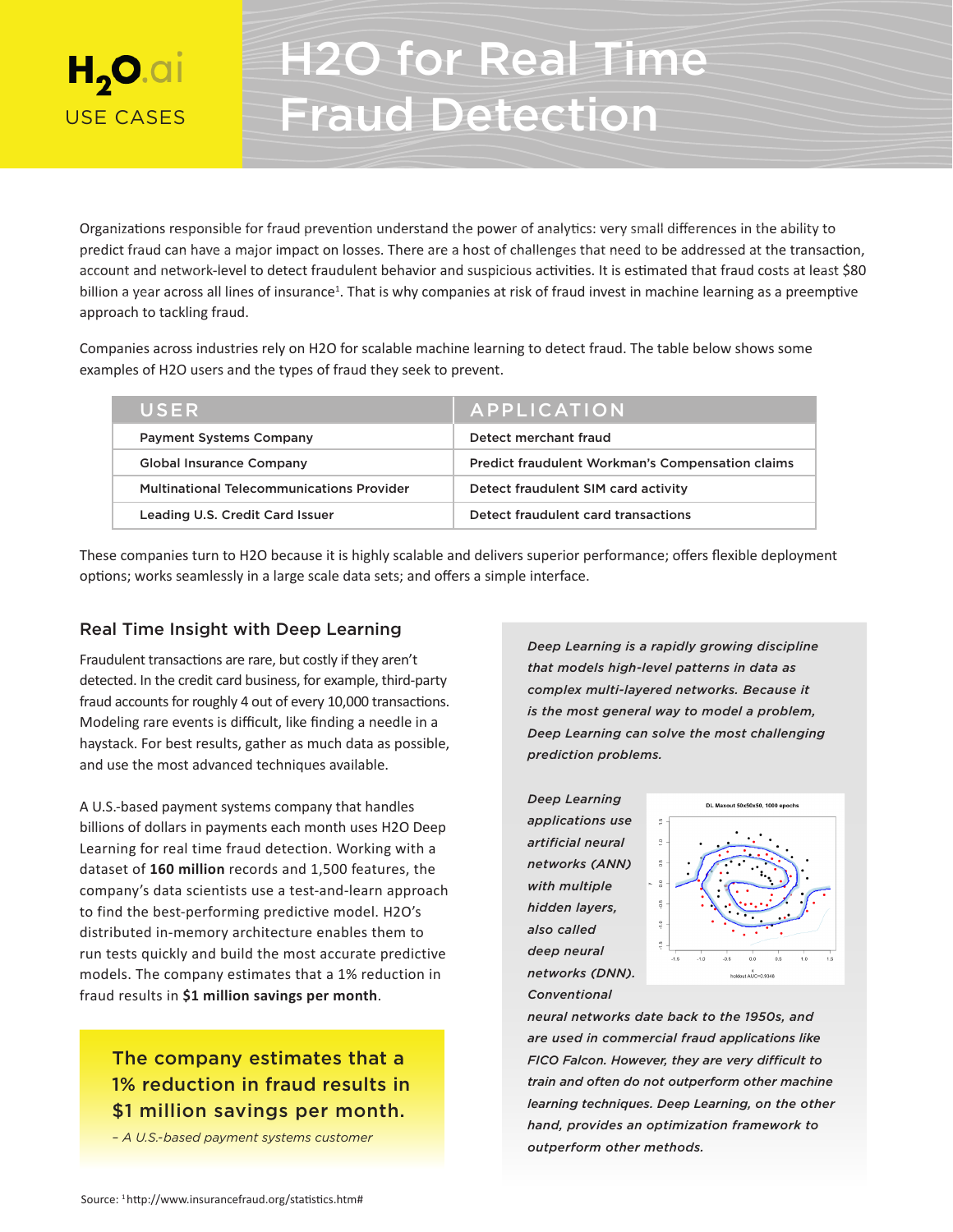H2O.ai USE CASES

# H2O for Real Time Fraud Detection

Organizations responsible for fraud prevention understand the power of analytics: very small differences in the ability to predict fraud can have a major impact on losses. There are a host of challenges that need to be addressed at the transaction, account and network-level to detect fraudulent behavior and suspicious activities. It is estimated that fraud costs at least $80 billion a year across all lines of insurance[1]. That is why companies at risk of fraud invest in machine learning as a preemptive approach to tackling fraud.

Companies across industries rely on H2O for scalable machine learning to detect fraud. The table below shows some examples of H2O users and the types of fraud they seek to prevent.

| USER | APPLICATION |
|---|---|
| Payment Systems Company | Detect merchant fraud |
| Global Insurance Company | Predict fraudulent Workman's Compensation claims |
| Multinational Telecommunications Provider | Detect fraudulent SIM card activity |
| Leading U.S. Credit Card Issuer | Detect fraudulent card transactions |

These companies turn to H2O because it is highly scalable and delivers superior performance; offers flexible deployment options; works seamlessly in a large scale data sets; and offers a simple interface.

## Real Time Insight with Deep Learning

Fraudulent transactions are rare, but costly if they aren't detected. In the credit card business, for example, third-party fraud accounts for roughly 4 out of every 10,000 transactions. Modeling rare events is difficult, like finding a needle in a haystack. For best results, gather as much data as possible, and use the most advanced techniques available.

A U.S.-based payment systems company that handles billions of dollars in payments each month uses H2O Deep Learning for real time fraud detection. Working with a dataset of **160 million** records and 1,500 features, the company's data scientists use a test-and-learn approach to find the best-performing predictive model. H2O's distributed in-memory architecture enables them to run tests quickly and build the most accurate predictive models. The company estimates that a 1% reduction in fraud results in **$1 million savings per month**.

> The company estimates that a 1% reduction in fraud results in $1 million savings per month.
>
> *– A U.S.-based payment systems customer*

*Deep Learning is a rapidly growing discipline that models high-level patterns in data as complex multi-layered networks. Because it is the most general way to model a problem, Deep Learning can solve the most challenging prediction problems.*

*Deep Learning applications use artificial neural networks (ANN) with multiple hidden layers, also called deep neural networks (DNN). Conventional neural networks date back to the 1950s, and are used in commercial fraud applications like FICO Falcon. However, they are very difficult to train and often do not outperform other machine learning techniques. Deep Learning, on the other hand, provides an optimization framework to outperform other methods.*

DL Maxout 50x50x50, 1000 epochs

holdout AUC=0.9348

Source: [1] http://www.insurancefraud.org/statistics.htm#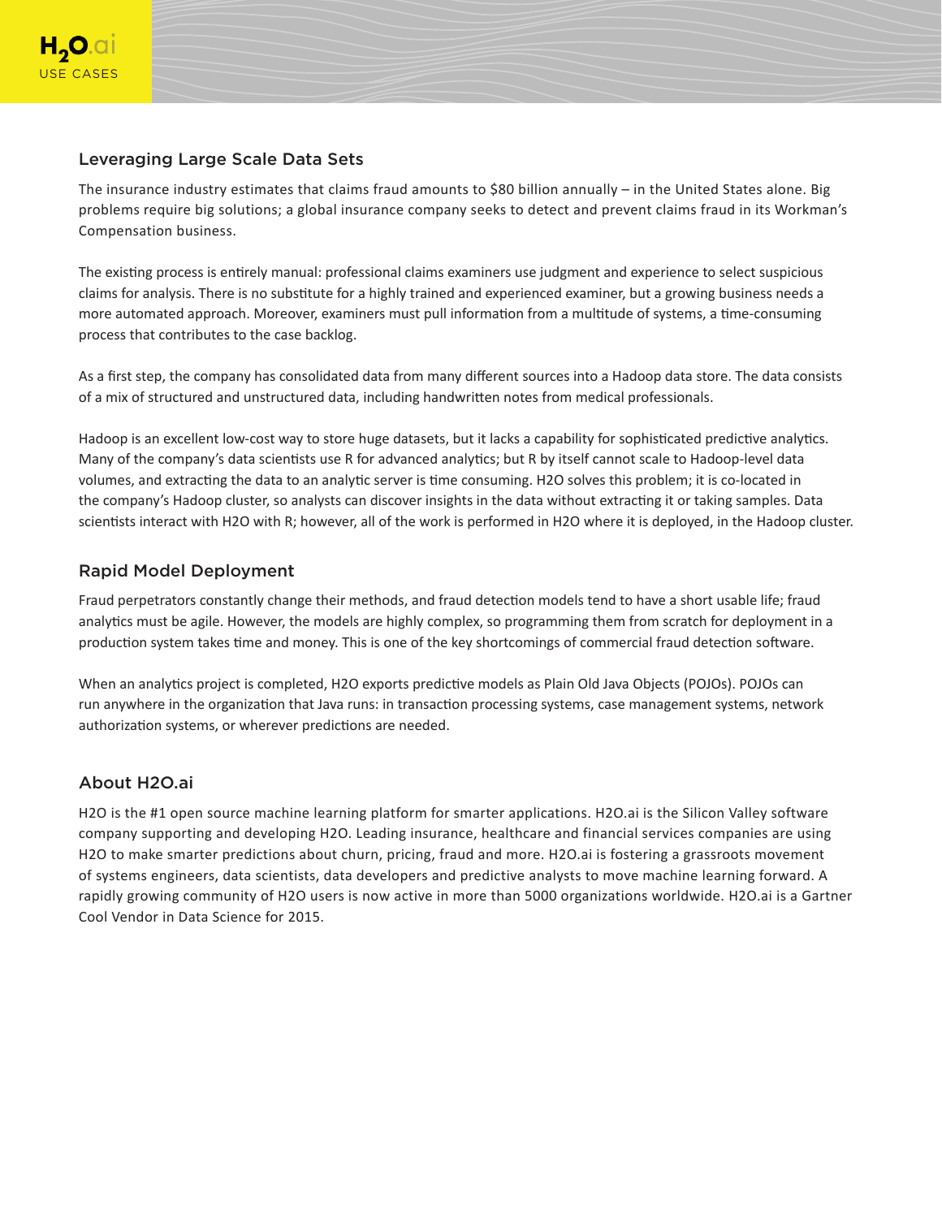## Leveraging Large Scale Data Sets

The insurance industry estimates that claims fraud amounts to $80 billion annually – in the United States alone. Big problems require big solutions; a global insurance company seeks to detect and prevent claims fraud in its Workman's Compensation business.

The existing process is entirely manual: professional claims examiners use judgment and experience to select suspicious claims for analysis. There is no substitute for a highly trained and experienced examiner, but a growing business needs a more automated approach. Moreover, examiners must pull information from a multitude of systems, a time-consuming process that contributes to the case backlog.

As a first step, the company has consolidated data from many different sources into a Hadoop data store. The data consists of a mix of structured and unstructured data, including handwritten notes from medical professionals.

Hadoop is an excellent low-cost way to store huge datasets, but it lacks a capability for sophisticated predictive analytics. Many of the company's data scientists use R for advanced analytics; but R by itself cannot scale to Hadoop-level data volumes, and extracting the data to an analytic server is time consuming. H2O solves this problem; it is co-located in the company's Hadoop cluster, so analysts can discover insights in the data without extracting it or taking samples. Data scientists interact with H2O with R; however, all of the work is performed in H2O where it is deployed, in the Hadoop cluster.

## Rapid Model Deployment

Fraud perpetrators constantly change their methods, and fraud detection models tend to have a short usable life; fraud analytics must be agile. However, the models are highly complex, so programming them from scratch for deployment in a production system takes time and money. This is one of the key shortcomings of commercial fraud detection software.

When an analytics project is completed, H2O exports predictive models as Plain Old Java Objects (POJOs). POJOs can run anywhere in the organization that Java runs: in transaction processing systems, case management systems, network authorization systems, or wherever predictions are needed.

## About H2O.ai

H2O is the #1 open source machine learning platform for smarter applications. H2O.ai is the Silicon Valley software company supporting and developing H2O. Leading insurance, healthcare and financial services companies are using H2O to make smarter predictions about churn, pricing, fraud and more. H2O.ai is fostering a grassroots movement of systems engineers, data scientists, data developers and predictive analysts to move machine learning forward. A rapidly growing community of H2O users is now active in more than 5000 organizations worldwide. H2O.ai is a Gartner Cool Vendor in Data Science for 2015.